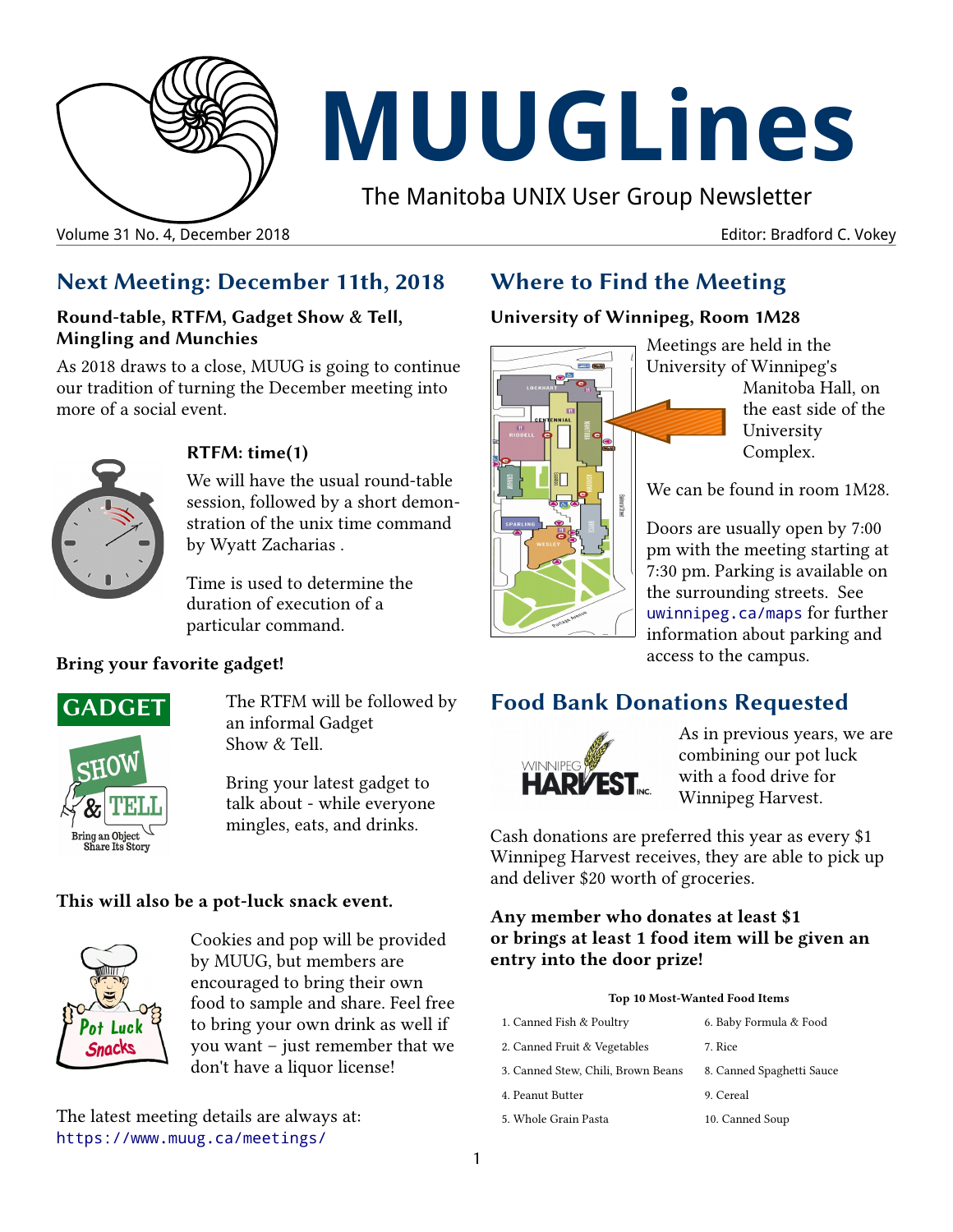# MUUGLines

The Manitoba UNIX User Group Newsletter

Volume 31 No. 4, December 2018 Editor: Bradford C. Vokey

## Next Meeting: December 11th, 2018

### Round-table, RTFM, Gadget Show & Tell, Mingling and Munchies

As 2018 draws to a close, MUUG is going to continue our tradition of turning the December meeting into more of a social event.

### RTFM: time(1)

We will have the usual round-table session, followed by a short demonstration of the unix time command by Wyatt Zacharias .

Time is used to determine the duration of execution of a particular command.

### Bring your favorite gadget!

The RTFM will be followed by an informal Gadget Show & Tell.

Bring your latest gadget to talk about - while everyone mingles, eats, and drinks.

### This will also be a pot-luck snack event.

Cookies and pop will be provided by MUUG, but members are encouraged to bring their own food to sample and share. Feel free to bring your own drink as well if you want – just remember that we don't have a liquor license!

The latest meeting details are always at: https://www.muug.ca/meetings/

## Where to Find the Meeting

### University of Winnipeg, Room 1M28

Meetings are held in the University of Winnipeg's Manitoba Hall, on the east side of the University Complex.

We can be found in room 1M28.

Doors are usually open by 7:00 pm with the meeting starting at 7:30 pm. Parking is available on the surrounding streets. See uwinnipeg.ca/maps for further information about parking and access to the campus.

## Food Bank Donations Requested

As in previous years, we are combining our pot luck with a food drive for Winnipeg Harvest.

Cash donations are preferred this year as every $1 Winnipeg Harvest receives, they are able to pick up and deliver $20 worth of groceries.

**Any member who donates at least $1 or brings at least 1 food item will be given an entry into the door prize!**

**Top 10 Most-Wanted Food Items**

| | |
|---|---|
| 1. Canned Fish & Poultry | 6. Baby Formula & Food |
| 2. Canned Fruit & Vegetables | 7. Rice |
| 3. Canned Stew, Chili, Brown Beans | 8. Canned Spaghetti Sauce |
| 4. Peanut Butter | 9. Cereal |
| 5. Whole Grain Pasta | 10. Canned Soup |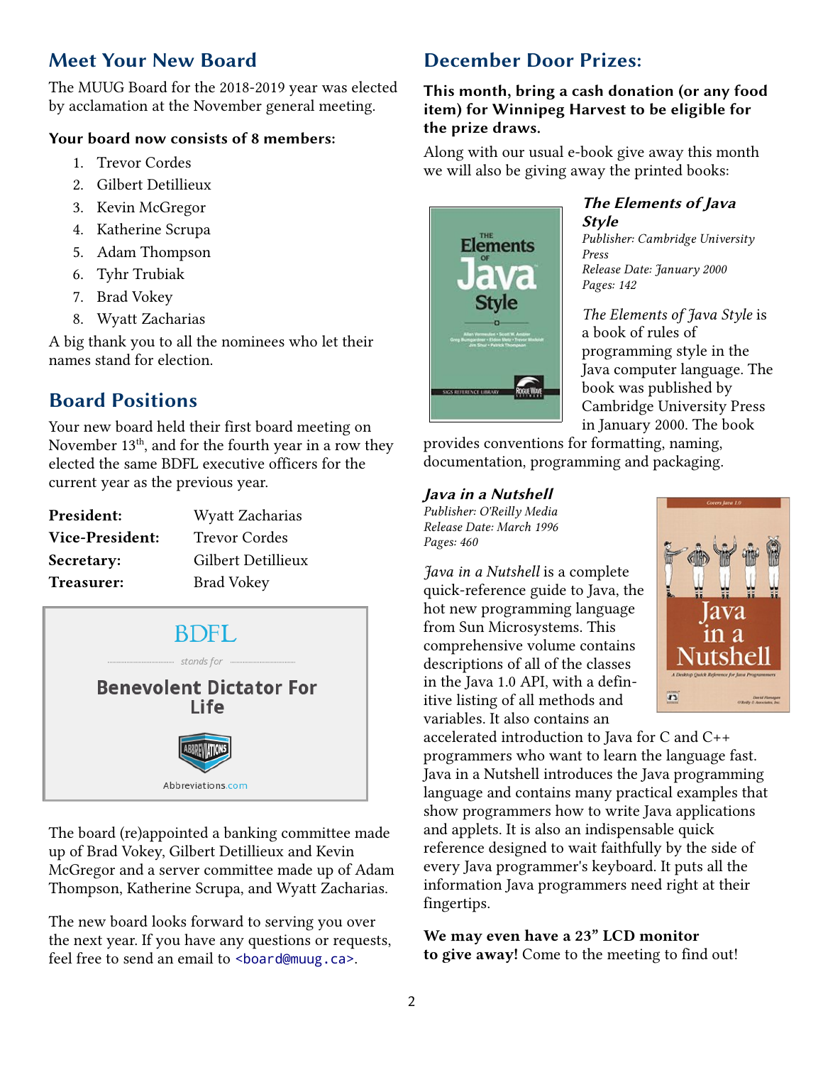## Meet Your New Board

The MUUG Board for the 2018-2019 year was elected by acclamation at the November general meeting.

**Your board now consists of 8 members:**

1. Trevor Cordes
2. Gilbert Detillieux
3. Kevin McGregor
4. Katherine Scrupa
5. Adam Thompson
6. Tyhr Trubiak
7. Brad Vokey
8. Wyatt Zacharias

A big thank you to all the nominees who let their names stand for election.

## Board Positions

Your new board held their first board meeting on November 13th, and for the fourth year in a row they elected the same BDFL executive officers for the current year as the previous year.

| | |
|---|---|
| **President:** | Wyatt Zacharias |
| **Vice-President:** | Trevor Cordes |
| **Secretary:** | Gilbert Detillieux |
| **Treasurer:** | Brad Vokey |

BDFL

*stands for*

**Benevolent Dictator For Life**

Abbreviations.com

The board (re)appointed a banking committee made up of Brad Vokey, Gilbert Detillieux and Kevin McGregor and a server committee made up of Adam Thompson, Katherine Scrupa, and Wyatt Zacharias.

The new board looks forward to serving you over the next year. If you have any questions or requests, feel free to send an email to <board@muug.ca>.

## December Door Prizes:

**This month, bring a cash donation (or any food item) for Winnipeg Harvest to be eligible for the prize draws.**

Along with our usual e-book give away this month we will also be giving away the printed books:

***The Elements of Java Style***

*Publisher: Cambridge University Press*
*Release Date: January 2000*
*Pages: 142*

*The Elements of Java Style* is a book of rules of programming style in the Java computer language. The book was published by Cambridge University Press in January 2000. The book provides conventions for formatting, naming, documentation, programming and packaging.

***Java in a Nutshell***

*Publisher: O'Reilly Media*
*Release Date: March 1996*
*Pages: 460*

*Java in a Nutshell* is a complete quick-reference guide to Java, the hot new programming language from Sun Microsystems. This comprehensive volume contains descriptions of all of the classes in the Java 1.0 API, with a definitive listing of all methods and variables. It also contains an accelerated introduction to Java for C and C++ programmers who want to learn the language fast. Java in a Nutshell introduces the Java programming language and contains many practical examples that show programmers how to write Java applications and applets. It is also an indispensable quick reference designed to wait faithfully by the side of every Java programmer's keyboard. It puts all the information Java programmers need right at their fingertips.

**We may even have a 23" LCD monitor to give away!** Come to the meeting to find out!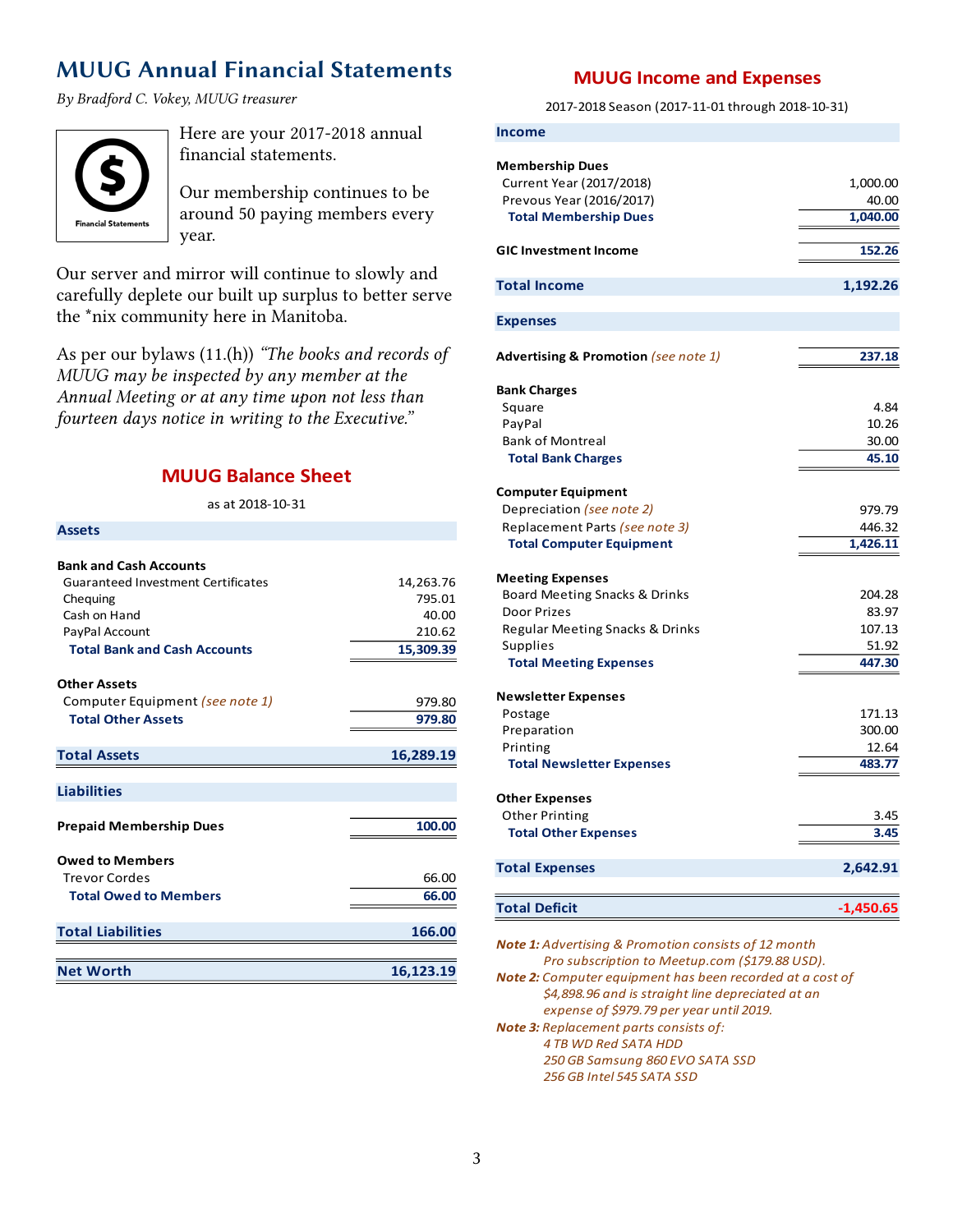# MUUG Annual Financial Statements

*By Bradford C. Vokey, MUUG treasurer*

Here are your 2017-2018 annual financial statements.

Our membership continues to be around 50 paying members every year.

Our server and mirror will continue to slowly and carefully deplete our built up surplus to better serve the *nix community here in Manitoba.

As per our bylaws (11.(h)) *"The books and records of MUUG may be inspected by any member at the Annual Meeting or at any time upon not less than fourteen days notice in writing to the Executive."*

## MUUG Balance Sheet

as at 2018-10-31

| | |
|---|---:|
| **Assets** | |
| **Bank and Cash Accounts** | |
| Guaranteed Investment Certificates | 14,263.76 |
| Chequing | 795.01 |
| Cash on Hand | 40.00 |
| PayPal Account | 210.62 |
| **Total Bank and Cash Accounts** | **15,309.39** |
| **Other Assets** | |
| Computer Equipment *(see note 1)* | 979.80 |
| **Total Other Assets** | **979.80** |
| **Total Assets** | **16,289.19** |
| **Liabilities** | |
| **Prepaid Membership Dues** | **100.00** |
| **Owed to Members** | |
| Trevor Cordes | 66.00 |
| **Total Owed to Members** | **66.00** |
| **Total Liabilities** | **166.00** |
| **Net Worth** | **16,123.19** |

## MUUG Income and Expenses

2017-2018 Season (2017-11-01 through 2018-10-31)

| | |
|---|---:|
| **Income** | |
| **Membership Dues** | |
| Current Year (2017/2018) | 1,000.00 |
| Prevous Year (2016/2017) | 40.00 |
| **Total Membership Dues** | **1,040.00** |
| **GIC Investment Income** | **152.26** |
| **Total Income** | **1,192.26** |
| **Expenses** | |
| **Advertising & Promotion** *(see note 1)* | **237.18** |
| **Bank Charges** | |
| Square | 4.84 |
| PayPal | 10.26 |
| Bank of Montreal | 30.00 |
| **Total Bank Charges** | **45.10** |
| **Computer Equipment** | |
| Depreciation *(see note 2)* | 979.79 |
| Replacement Parts *(see note 3)* | 446.32 |
| **Total Computer Equipment** | **1,426.11** |
| **Meeting Expenses** | |
| Board Meeting Snacks & Drinks | 204.28 |
| Door Prizes | 83.97 |
| Regular Meeting Snacks & Drinks | 107.13 |
| Supplies | 51.92 |
| **Total Meeting Expenses** | **447.30** |
| **Newsletter Expenses** | |
| Postage | 171.13 |
| Preparation | 300.00 |
| Printing | 12.64 |
| **Total Newsletter Expenses** | **483.77** |
| **Other Expenses** | |
| Other Printing | 3.45 |
| **Total Other Expenses** | **3.45** |
| **Total Expenses** | **2,642.91** |
| **Total Deficit** | **-1,450.65** |

***Note 1:*** *Advertising & Promotion consists of 12 month Pro subscription to Meetup.com ($179.88 USD).*

***Note 2:*** *Computer equipment has been recorded at a cost of $4,898.96 and is straight line depreciated at an expense of $979.79 per year until 2019.*

***Note 3:*** *Replacement parts consists of:*
*4 TB WD Red SATA HDD*
*250 GB Samsung 860 EVO SATA SSD*
*256 GB Intel 545 SATA SSD*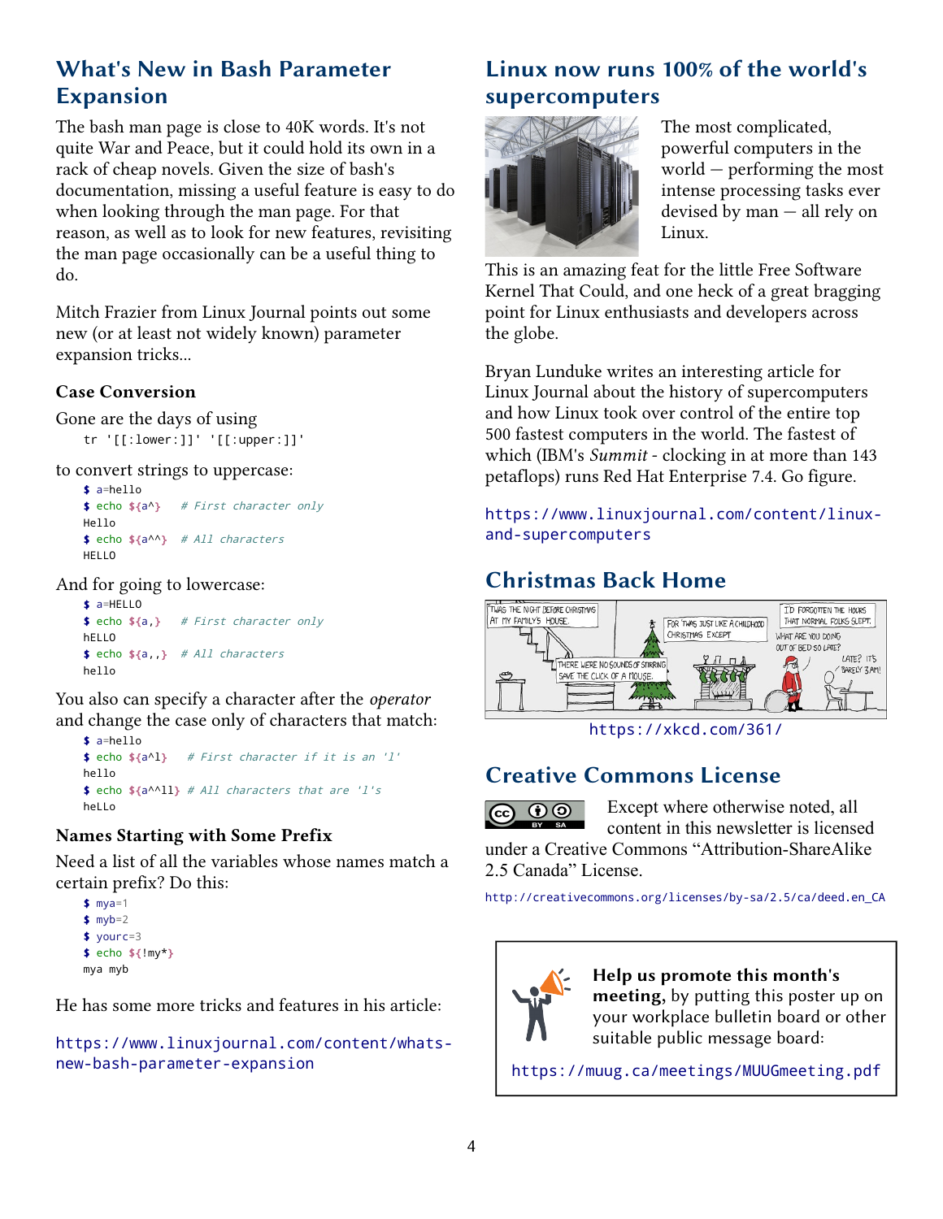## What's New in Bash Parameter Expansion

The bash man page is close to 40K words. It's not quite War and Peace, but it could hold its own in a rack of cheap novels. Given the size of bash's documentation, missing a useful feature is easy to do when looking through the man page. For that reason, as well as to look for new features, revisiting the man page occasionally can be a useful thing to do.

Mitch Frazier from Linux Journal points out some new (or at least not widely known) parameter expansion tricks...

### Case Conversion

Gone are the days of using

```
tr '[[:lower:]]' '[[:upper:]]'
```

to convert strings to uppercase:

```
$ a=hello
$ echo ${a^}   # First character only
Hello
$ echo ${a^^}  # All characters
HELLO
```

And for going to lowercase:

```
$ a=HELLO
$ echo ${a,}   # First character only
hELLO
$ echo ${a,,}  # All characters
hello
```

You also can specify a character after the *operator* and change the case only of characters that match:

```
$ a=hello
$ echo ${a^l}   # First character if it is an 'l'
hello
$ echo ${a^^l} # All characters that are 'l's
heLLo
```

### Names Starting with Some Prefix

Need a list of all the variables whose names match a certain prefix? Do this:

```
$ mya=1
$ myb=2
$ yourc=3
$ echo ${!my*}
mya myb
```

He has some more tricks and features in his article:

https://www.linuxjournal.com/content/whats-new-bash-parameter-expansion

## Linux now runs 100% of the world's supercomputers

The most complicated, powerful computers in the world — performing the most intense processing tasks ever devised by man — all rely on Linux.

This is an amazing feat for the little Free Software Kernel That Could, and one heck of a great bragging point for Linux enthusiasts and developers across the globe.

Bryan Lunduke writes an interesting article for Linux Journal about the history of supercomputers and how Linux took over control of the entire top 500 fastest computers in the world. The fastest of which (IBM's *Summit* - clocking in at more than 143 petaflops) runs Red Hat Enterprise 7.4. Go figure.

https://www.linuxjournal.com/content/linux-and-supercomputers

## Christmas Back Home

https://xkcd.com/361/

## Creative Commons License

Except where otherwise noted, all content in this newsletter is licensed under a Creative Commons "Attribution-ShareAlike 2.5 Canada" License.

http://creativecommons.org/licenses/by-sa/2.5/ca/deed.en_CA

**Help us promote this month's meeting,** by putting this poster up on your workplace bulletin board or other suitable public message board:

https://muug.ca/meetings/MUUGmeeting.pdf